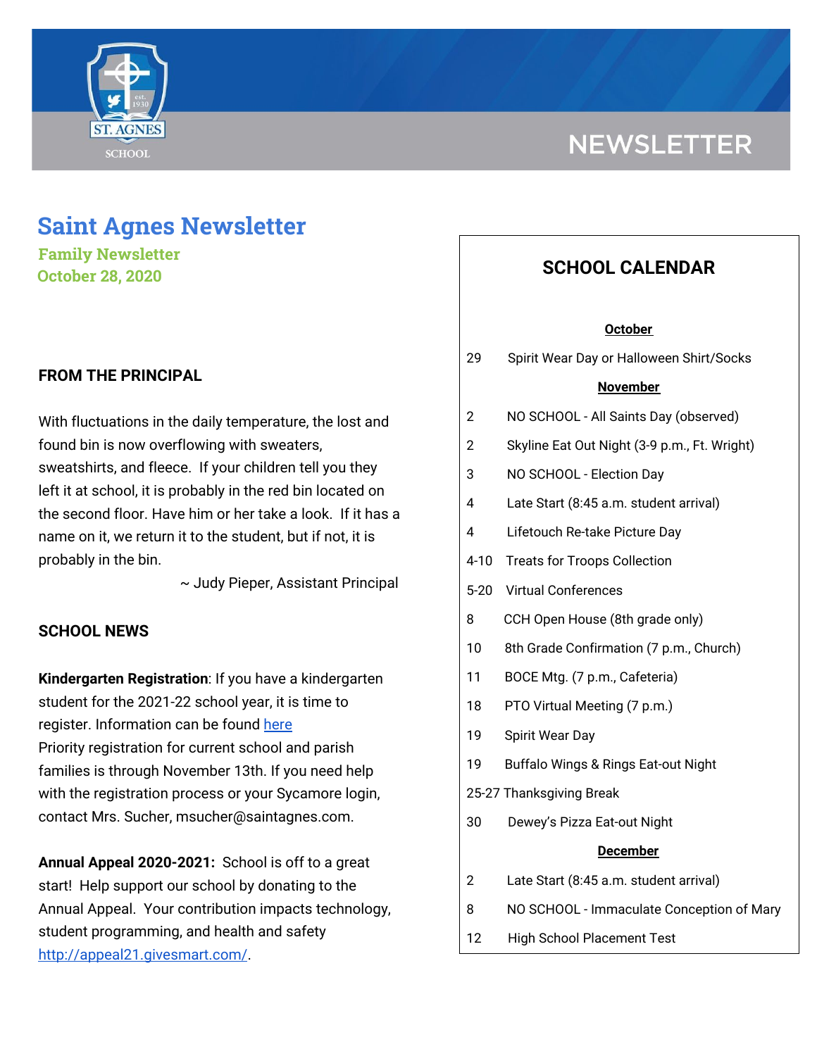# Saint Agnes Newsletter

**Family Newsletter**
**October 28, 2020**

## FROM THE PRINCIPAL

With fluctuations in the daily temperature, the lost and found bin is now overflowing with sweaters, sweatshirts, and fleece. If your children tell you they left it at school, it is probably in the red bin located on the second floor. Have him or her take a look. If it has a name on it, we return it to the student, but if not, it is probably in the bin.

~ Judy Pieper, Assistant Principal

## SCHOOL NEWS

**Kindergarten Registration**: If you have a kindergarten student for the 2021-22 school year, it is time to register. Information can be found here
Priority registration for current school and parish families is through November 13th. If you need help with the registration process or your Sycamore login, contact Mrs. Sucher, msucher@saintagnes.com.

**Annual Appeal 2020-2021:** School is off to a great start! Help support our school by donating to the Annual Appeal. Your contribution impacts technology, student programming, and health and safety http://appeal21.givesmart.com/.

## SCHOOL CALENDAR

**October**

| | |
|---|---|
| 29 | Spirit Wear Day or Halloween Shirt/Socks |

**November**

| | |
|---|---|
| 2 | NO SCHOOL - All Saints Day (observed) |
| 2 | Skyline Eat Out Night (3-9 p.m., Ft. Wright) |
| 3 | NO SCHOOL - Election Day |
| 4 | Late Start (8:45 a.m. student arrival) |
| 4 | Lifetouch Re-take Picture Day |
| 4-10 | Treats for Troops Collection |
| 5-20 | Virtual Conferences |
| 8 | CCH Open House (8th grade only) |
| 10 | 8th Grade Confirmation (7 p.m., Church) |
| 11 | BOCE Mtg. (7 p.m., Cafeteria) |
| 18 | PTO Virtual Meeting (7 p.m.) |
| 19 | Spirit Wear Day |
| 19 | Buffalo Wings & Rings Eat-out Night |
| 25-27 | Thanksgiving Break |
| 30 | Dewey's Pizza Eat-out Night |

**December**

| | |
|---|---|
| 2 | Late Start (8:45 a.m. student arrival) |
| 8 | NO SCHOOL - Immaculate Conception of Mary |
| 12 | High School Placement Test |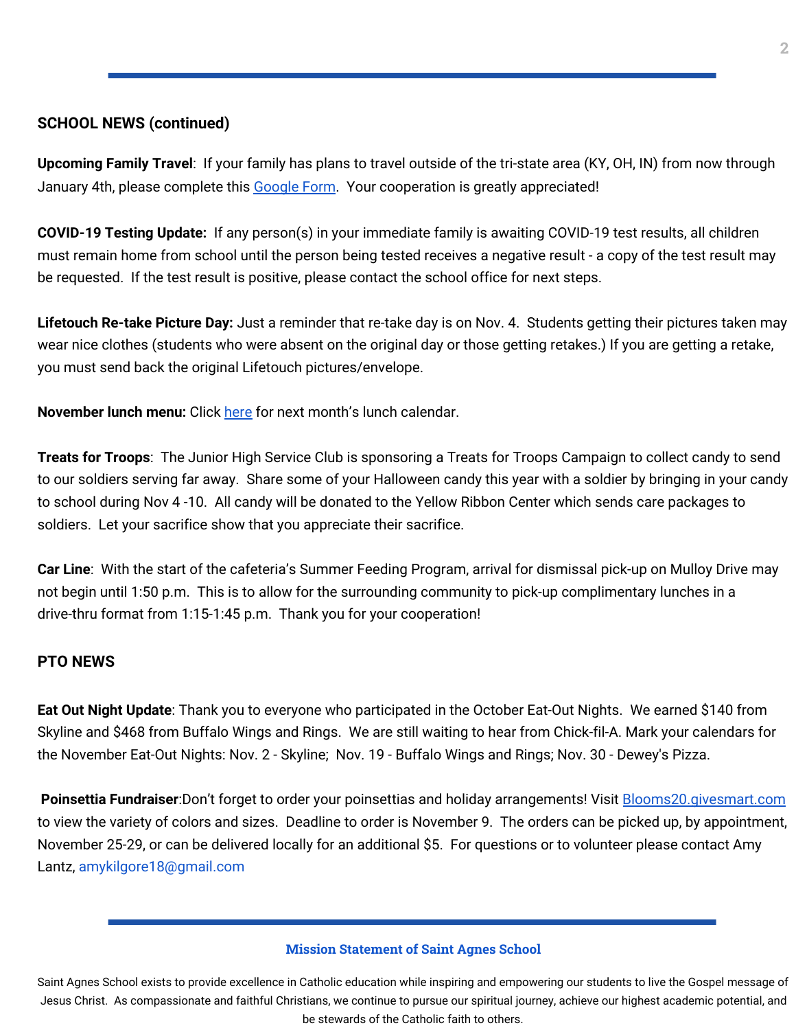## SCHOOL NEWS (continued)

**Upcoming Family Travel**: If your family has plans to travel outside of the tri-state area (KY, OH, IN) from now through January 4th, please complete this Google Form. Your cooperation is greatly appreciated!

**COVID-19 Testing Update:** If any person(s) in your immediate family is awaiting COVID-19 test results, all children must remain home from school until the person being tested receives a negative result - a copy of the test result may be requested. If the test result is positive, please contact the school office for next steps.

**Lifetouch Re-take Picture Day:** Just a reminder that re-take day is on Nov. 4. Students getting their pictures taken may wear nice clothes (students who were absent on the original day or those getting retakes.) If you are getting a retake, you must send back the original Lifetouch pictures/envelope.

**November lunch menu:** Click here for next month's lunch calendar.

**Treats for Troops**: The Junior High Service Club is sponsoring a Treats for Troops Campaign to collect candy to send to our soldiers serving far away. Share some of your Halloween candy this year with a soldier by bringing in your candy to school during Nov 4 -10. All candy will be donated to the Yellow Ribbon Center which sends care packages to soldiers. Let your sacrifice show that you appreciate their sacrifice.

**Car Line**: With the start of the cafeteria's Summer Feeding Program, arrival for dismissal pick-up on Mulloy Drive may not begin until 1:50 p.m. This is to allow for the surrounding community to pick-up complimentary lunches in a drive-thru format from 1:15-1:45 p.m. Thank you for your cooperation!

## PTO NEWS

**Eat Out Night Update**: Thank you to everyone who participated in the October Eat-Out Nights. We earned $140 from Skyline and $468 from Buffalo Wings and Rings. We are still waiting to hear from Chick-fil-A. Mark your calendars for the November Eat-Out Nights: Nov. 2 - Skyline; Nov. 19 - Buffalo Wings and Rings; Nov. 30 - Dewey's Pizza.

**Poinsettia Fundraiser**:Don't forget to order your poinsettias and holiday arrangements! Visit Blooms20.givesmart.com to view the variety of colors and sizes. Deadline to order is November 9. The orders can be picked up, by appointment, November 25-29, or can be delivered locally for an additional $5. For questions or to volunteer please contact Amy Lantz, amykilgore18@gmail.com

### Mission Statement of Saint Agnes School

Saint Agnes School exists to provide excellence in Catholic education while inspiring and empowering our students to live the Gospel message of Jesus Christ. As compassionate and faithful Christians, we continue to pursue our spiritual journey, achieve our highest academic potential, and be stewards of the Catholic faith to others.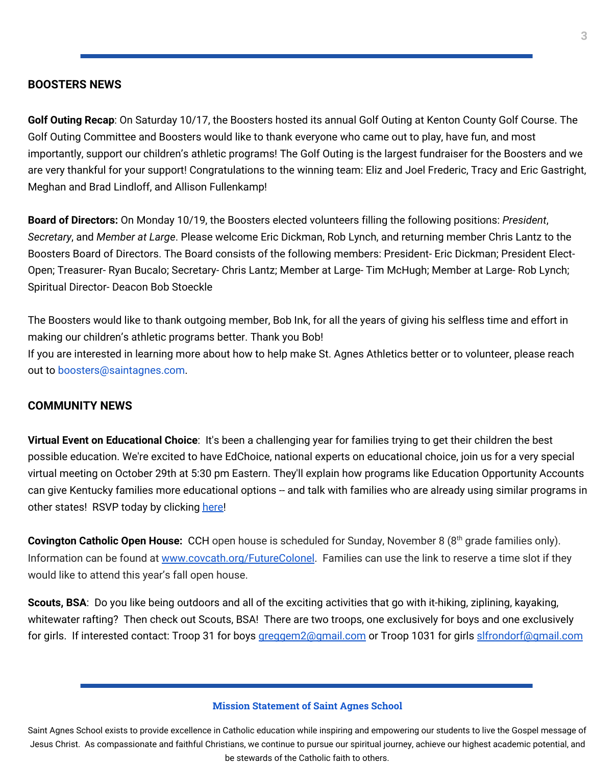## BOOSTERS NEWS

**Golf Outing Recap**: On Saturday 10/17, the Boosters hosted its annual Golf Outing at Kenton County Golf Course. The Golf Outing Committee and Boosters would like to thank everyone who came out to play, have fun, and most importantly, support our children's athletic programs! The Golf Outing is the largest fundraiser for the Boosters and we are very thankful for your support! Congratulations to the winning team: Eliz and Joel Frederic, Tracy and Eric Gastright, Meghan and Brad Lindloff, and Allison Fullenkamp!

**Board of Directors:** On Monday 10/19, the Boosters elected volunteers filling the following positions: *President*, *Secretary*, and *Member at Large*. Please welcome Eric Dickman, Rob Lynch, and returning member Chris Lantz to the Boosters Board of Directors. The Board consists of the following members: President- Eric Dickman; President Elect- Open; Treasurer- Ryan Bucalo; Secretary- Chris Lantz; Member at Large- Tim McHugh; Member at Large- Rob Lynch; Spiritual Director- Deacon Bob Stoeckle

The Boosters would like to thank outgoing member, Bob Ink, for all the years of giving his selfless time and effort in making our children's athletic programs better. Thank you Bob!
If you are interested in learning more about how to help make St. Agnes Athletics better or to volunteer, please reach out to boosters@saintagnes.com.

## COMMUNITY NEWS

**Virtual Event on Educational Choice**: It's been a challenging year for families trying to get their children the best possible education. We're excited to have EdChoice, national experts on educational choice, join us for a very special virtual meeting on October 29th at 5:30 pm Eastern. They'll explain how programs like Education Opportunity Accounts can give Kentucky families more educational options -- and talk with families who are already using similar programs in other states! RSVP today by clicking here!

**Covington Catholic Open House:** CCH open house is scheduled for Sunday, November 8 (8th grade families only). Information can be found at www.covcath.org/FutureColonel. Families can use the link to reserve a time slot if they would like to attend this year's fall open house.

**Scouts, BSA**: Do you like being outdoors and all of the exciting activities that go with it-hiking, ziplining, kayaking, whitewater rafting? Then check out Scouts, BSA! There are two troops, one exclusively for boys and one exclusively for girls. If interested contact: Troop 31 for boys greggem2@gmail.com or Troop 1031 for girls slfrondorf@gmail.com

**Mission Statement of Saint Agnes School**

Saint Agnes School exists to provide excellence in Catholic education while inspiring and empowering our students to live the Gospel message of Jesus Christ. As compassionate and faithful Christians, we continue to pursue our spiritual journey, achieve our highest academic potential, and be stewards of the Catholic faith to others.